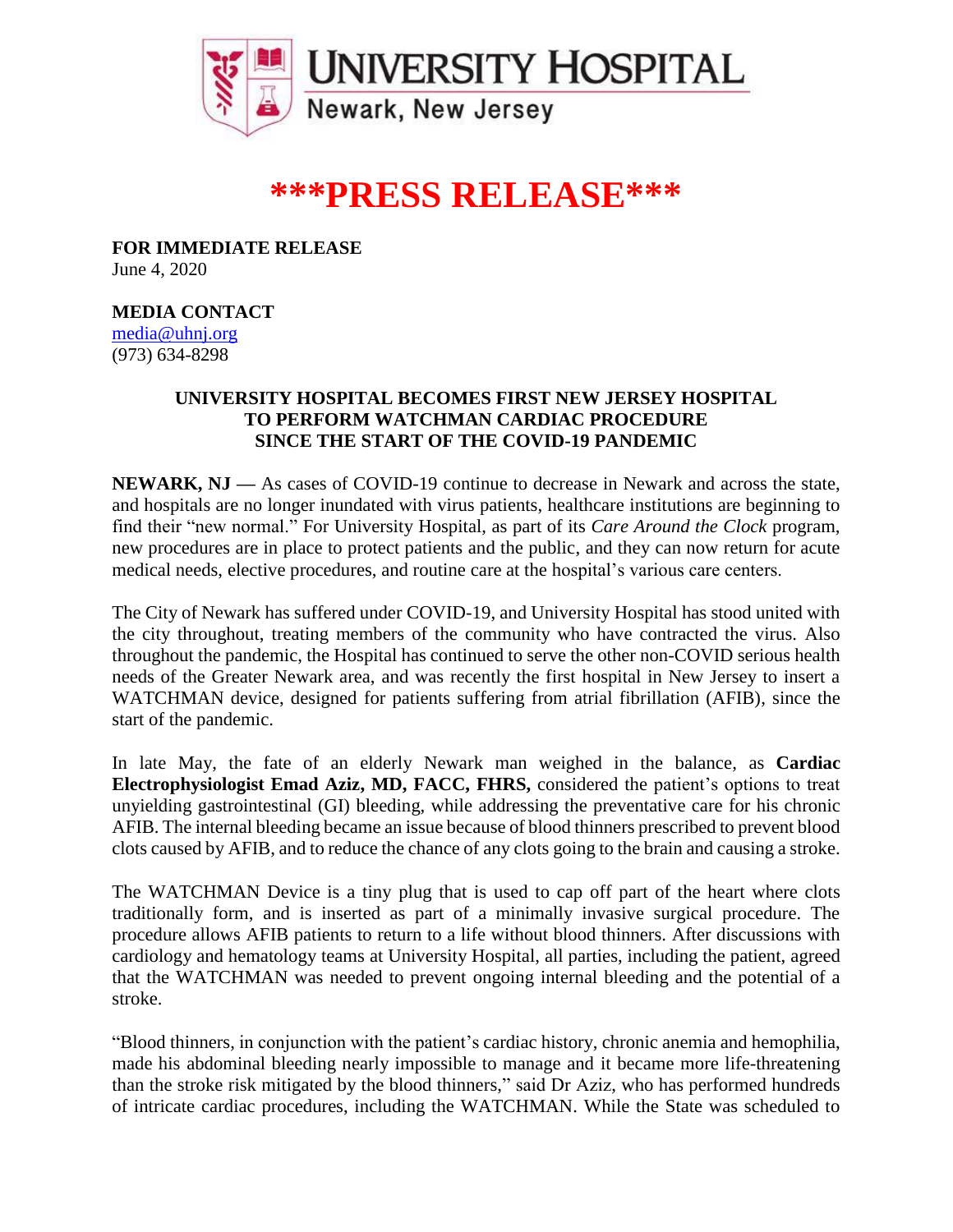**UNIVERSITY HOSPITAL**
Newark, New Jersey

# ***PRESS RELEASE***

**FOR IMMEDIATE RELEASE**
June 4, 2020

**MEDIA CONTACT**
media@uhnj.org
(973) 634-8298

## UNIVERSITY HOSPITAL BECOMES FIRST NEW JERSEY HOSPITAL TO PERFORM WATCHMAN CARDIAC PROCEDURE SINCE THE START OF THE COVID-19 PANDEMIC

**NEWARK, NJ —** As cases of COVID-19 continue to decrease in Newark and across the state, and hospitals are no longer inundated with virus patients, healthcare institutions are beginning to find their "new normal." For University Hospital, as part of its *Care Around the Clock* program, new procedures are in place to protect patients and the public, and they can now return for acute medical needs, elective procedures, and routine care at the hospital's various care centers.

The City of Newark has suffered under COVID-19, and University Hospital has stood united with the city throughout, treating members of the community who have contracted the virus. Also throughout the pandemic, the Hospital has continued to serve the other non-COVID serious health needs of the Greater Newark area, and was recently the first hospital in New Jersey to insert a WATCHMAN device, designed for patients suffering from atrial fibrillation (AFIB), since the start of the pandemic.

In late May, the fate of an elderly Newark man weighed in the balance, as **Cardiac Electrophysiologist Emad Aziz, MD, FACC, FHRS,** considered the patient's options to treat unyielding gastrointestinal (GI) bleeding, while addressing the preventative care for his chronic AFIB. The internal bleeding became an issue because of blood thinners prescribed to prevent blood clots caused by AFIB, and to reduce the chance of any clots going to the brain and causing a stroke.

The WATCHMAN Device is a tiny plug that is used to cap off part of the heart where clots traditionally form, and is inserted as part of a minimally invasive surgical procedure. The procedure allows AFIB patients to return to a life without blood thinners. After discussions with cardiology and hematology teams at University Hospital, all parties, including the patient, agreed that the WATCHMAN was needed to prevent ongoing internal bleeding and the potential of a stroke.

"Blood thinners, in conjunction with the patient's cardiac history, chronic anemia and hemophilia, made his abdominal bleeding nearly impossible to manage and it became more life-threatening than the stroke risk mitigated by the blood thinners," said Dr Aziz, who has performed hundreds of intricate cardiac procedures, including the WATCHMAN. While the State was scheduled to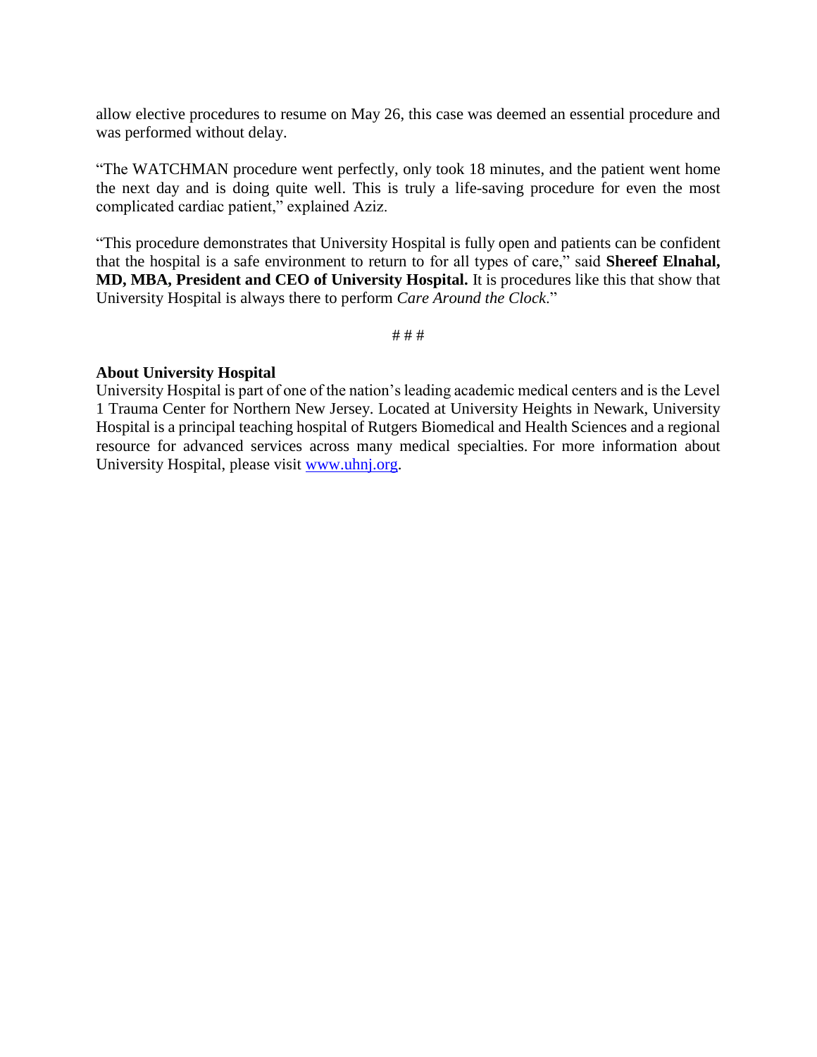allow elective procedures to resume on May 26, this case was deemed an essential procedure and was performed without delay.

"The WATCHMAN procedure went perfectly, only took 18 minutes, and the patient went home the next day and is doing quite well. This is truly a life-saving procedure for even the most complicated cardiac patient," explained Aziz.

"This procedure demonstrates that University Hospital is fully open and patients can be confident that the hospital is a safe environment to return to for all types of care," said **Shereef Elnahal, MD, MBA, President and CEO of University Hospital.** It is procedures like this that show that University Hospital is always there to perform *Care Around the Clock*."

# # #

**About University Hospital**

University Hospital is part of one of the nation's leading academic medical centers and is the Level 1 Trauma Center for Northern New Jersey. Located at University Heights in Newark, University Hospital is a principal teaching hospital of Rutgers Biomedical and Health Sciences and a regional resource for advanced services across many medical specialties. For more information about University Hospital, please visit [www.uhnj.org](http://www.uhnj.org).